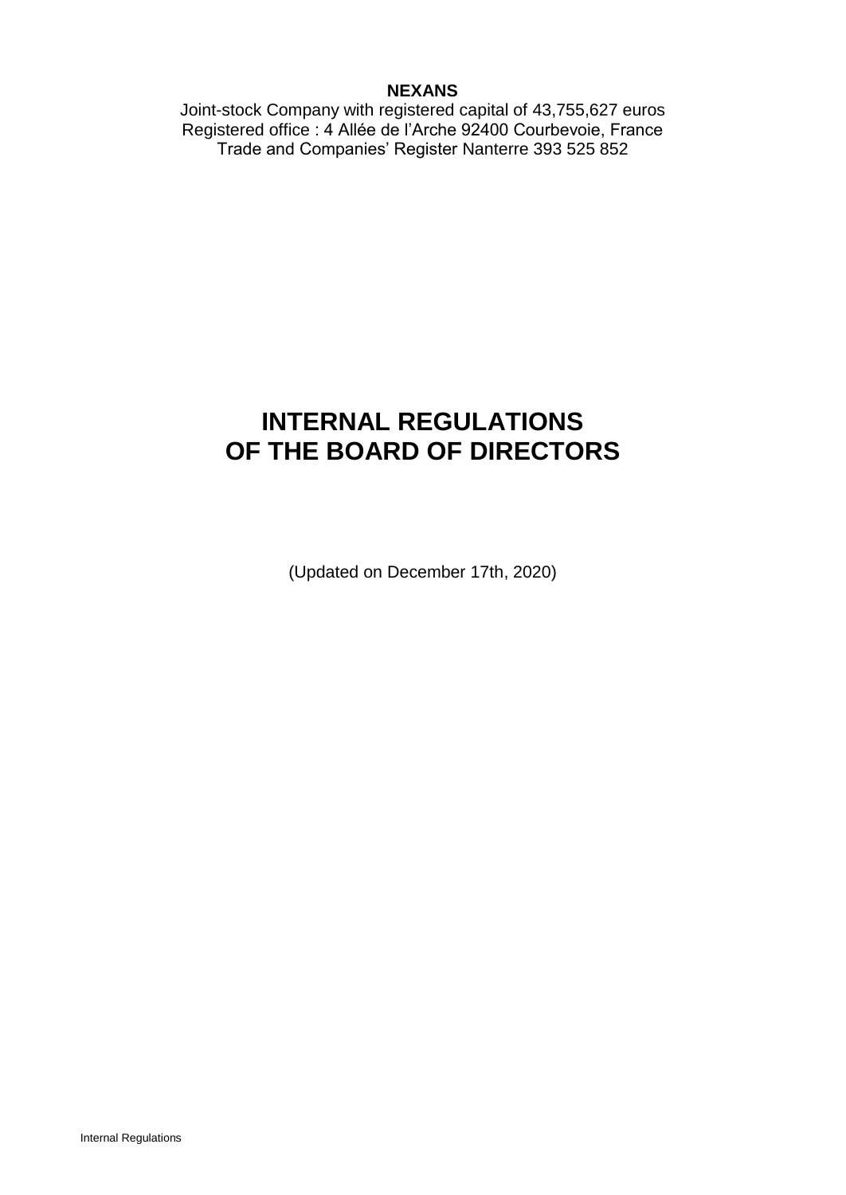**NEXANS**

Joint-stock Company with registered capital of 43,755,627 euros
Registered office : 4 Allée de l'Arche 92400 Courbevoie, France
Trade and Companies' Register Nanterre 393 525 852

# INTERNAL REGULATIONS OF THE BOARD OF DIRECTORS

(Updated on December 17th, 2020)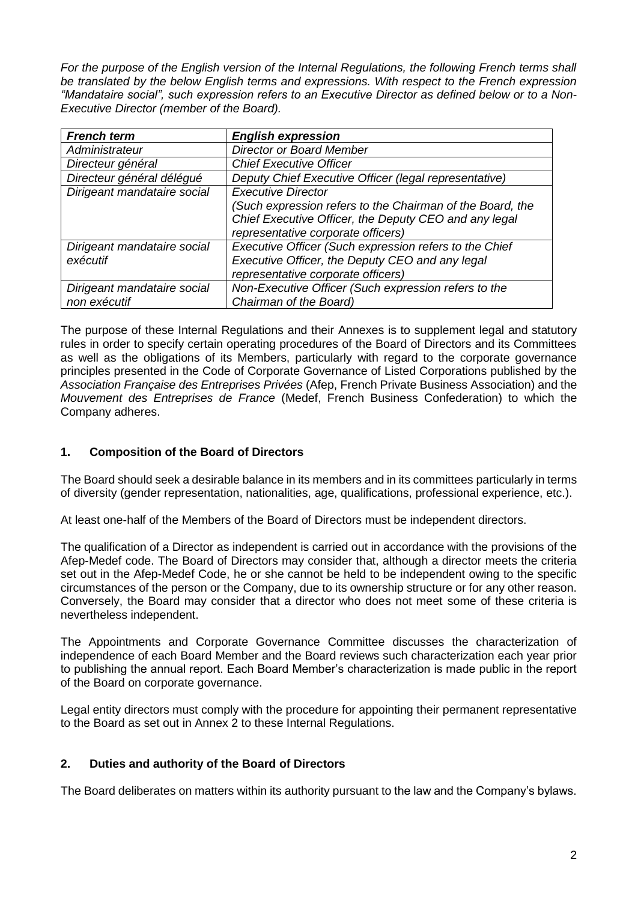*For the purpose of the English version of the Internal Regulations, the following French terms shall be translated by the below English terms and expressions. With respect to the French expression "Mandataire social", such expression refers to an Executive Director as defined below or to a Non-Executive Director (member of the Board).*

| ***French term*** | ***English expression*** |
|---|---|
| *Administrateur* | *Director or Board Member* |
| *Directeur général* | *Chief Executive Officer* |
| *Directeur général délégué* | *Deputy Chief Executive Officer (legal representative)* |
| *Dirigeant mandataire social* | *Executive Director (Such expression refers to the Chairman of the Board, the Chief Executive Officer, the Deputy CEO and any legal representative corporate officers)* |
| *Dirigeant mandataire social exécutif* | *Executive Officer (Such expression refers to the Chief Executive Officer, the Deputy CEO and any legal representative corporate officers)* |
| *Dirigeant mandataire social non exécutif* | *Non-Executive Officer (Such expression refers to the Chairman of the Board)* |

The purpose of these Internal Regulations and their Annexes is to supplement legal and statutory rules in order to specify certain operating procedures of the Board of Directors and its Committees as well as the obligations of its Members, particularly with regard to the corporate governance principles presented in the Code of Corporate Governance of Listed Corporations published by the *Association Française des Entreprises Privées* (Afep, French Private Business Association) and the *Mouvement des Entreprises de France* (Medef, French Business Confederation) to which the Company adheres.

## 1. Composition of the Board of Directors

The Board should seek a desirable balance in its members and in its committees particularly in terms of diversity (gender representation, nationalities, age, qualifications, professional experience, etc.).

At least one-half of the Members of the Board of Directors must be independent directors.

The qualification of a Director as independent is carried out in accordance with the provisions of the Afep-Medef code. The Board of Directors may consider that, although a director meets the criteria set out in the Afep-Medef Code, he or she cannot be held to be independent owing to the specific circumstances of the person or the Company, due to its ownership structure or for any other reason. Conversely, the Board may consider that a director who does not meet some of these criteria is nevertheless independent.

The Appointments and Corporate Governance Committee discusses the characterization of independence of each Board Member and the Board reviews such characterization each year prior to publishing the annual report. Each Board Member's characterization is made public in the report of the Board on corporate governance.

Legal entity directors must comply with the procedure for appointing their permanent representative to the Board as set out in Annex 2 to these Internal Regulations.

## 2. Duties and authority of the Board of Directors

The Board deliberates on matters within its authority pursuant to the law and the Company's bylaws.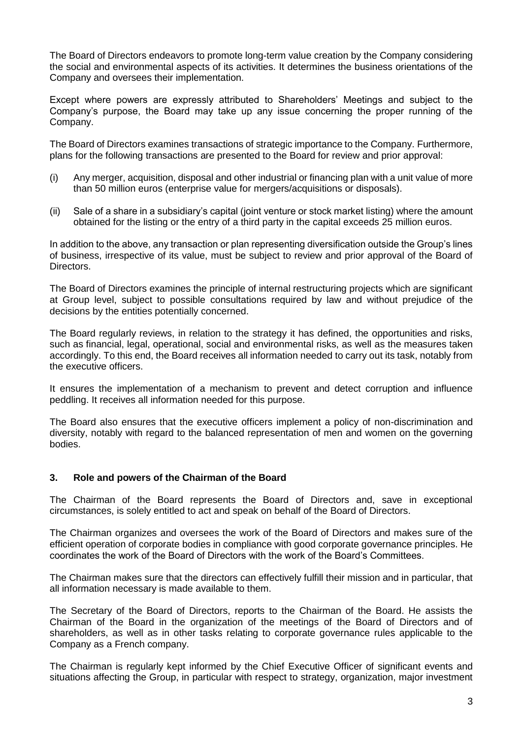The Board of Directors endeavors to promote long-term value creation by the Company considering the social and environmental aspects of its activities. It determines the business orientations of the Company and oversees their implementation.

Except where powers are expressly attributed to Shareholders' Meetings and subject to the Company's purpose, the Board may take up any issue concerning the proper running of the Company.

The Board of Directors examines transactions of strategic importance to the Company. Furthermore, plans for the following transactions are presented to the Board for review and prior approval:

(i) Any merger, acquisition, disposal and other industrial or financing plan with a unit value of more than 50 million euros (enterprise value for mergers/acquisitions or disposals).

(ii) Sale of a share in a subsidiary's capital (joint venture or stock market listing) where the amount obtained for the listing or the entry of a third party in the capital exceeds 25 million euros.

In addition to the above, any transaction or plan representing diversification outside the Group's lines of business, irrespective of its value, must be subject to review and prior approval of the Board of Directors.

The Board of Directors examines the principle of internal restructuring projects which are significant at Group level, subject to possible consultations required by law and without prejudice of the decisions by the entities potentially concerned.

The Board regularly reviews, in relation to the strategy it has defined, the opportunities and risks, such as financial, legal, operational, social and environmental risks, as well as the measures taken accordingly. To this end, the Board receives all information needed to carry out its task, notably from the executive officers.

It ensures the implementation of a mechanism to prevent and detect corruption and influence peddling. It receives all information needed for this purpose.

The Board also ensures that the executive officers implement a policy of non-discrimination and diversity, notably with regard to the balanced representation of men and women on the governing bodies.

## 3. Role and powers of the Chairman of the Board

The Chairman of the Board represents the Board of Directors and, save in exceptional circumstances, is solely entitled to act and speak on behalf of the Board of Directors.

The Chairman organizes and oversees the work of the Board of Directors and makes sure of the efficient operation of corporate bodies in compliance with good corporate governance principles. He coordinates the work of the Board of Directors with the work of the Board's Committees.

The Chairman makes sure that the directors can effectively fulfill their mission and in particular, that all information necessary is made available to them.

The Secretary of the Board of Directors, reports to the Chairman of the Board. He assists the Chairman of the Board in the organization of the meetings of the Board of Directors and of shareholders, as well as in other tasks relating to corporate governance rules applicable to the Company as a French company.

The Chairman is regularly kept informed by the Chief Executive Officer of significant events and situations affecting the Group, in particular with respect to strategy, organization, major investment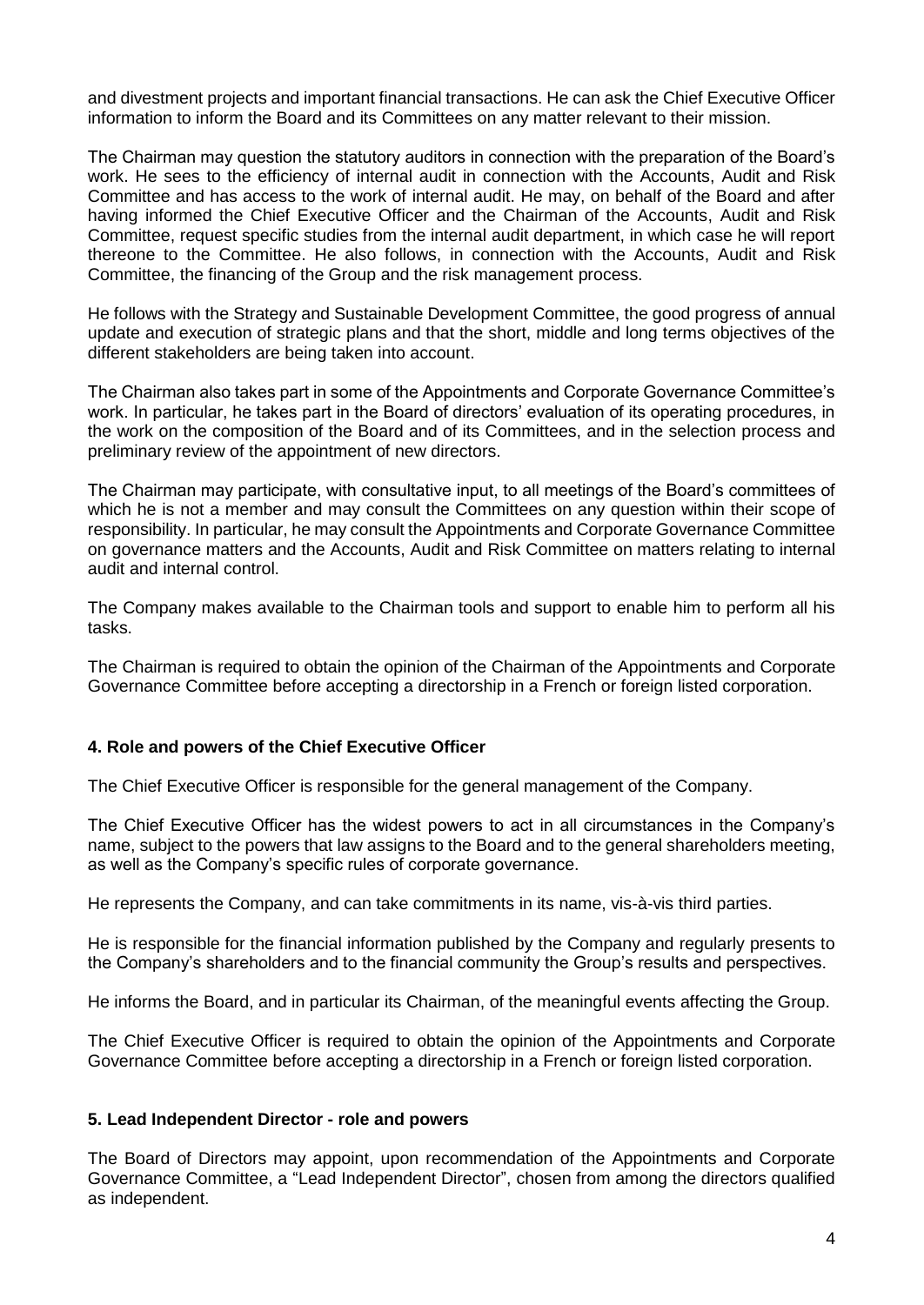and divestment projects and important financial transactions. He can ask the Chief Executive Officer information to inform the Board and its Committees on any matter relevant to their mission.

The Chairman may question the statutory auditors in connection with the preparation of the Board's work. He sees to the efficiency of internal audit in connection with the Accounts, Audit and Risk Committee and has access to the work of internal audit. He may, on behalf of the Board and after having informed the Chief Executive Officer and the Chairman of the Accounts, Audit and Risk Committee, request specific studies from the internal audit department, in which case he will report thereone to the Committee. He also follows, in connection with the Accounts, Audit and Risk Committee, the financing of the Group and the risk management process.

He follows with the Strategy and Sustainable Development Committee, the good progress of annual update and execution of strategic plans and that the short, middle and long terms objectives of the different stakeholders are being taken into account.

The Chairman also takes part in some of the Appointments and Corporate Governance Committee's work. In particular, he takes part in the Board of directors' evaluation of its operating procedures, in the work on the composition of the Board and of its Committees, and in the selection process and preliminary review of the appointment of new directors.

The Chairman may participate, with consultative input, to all meetings of the Board's committees of which he is not a member and may consult the Committees on any question within their scope of responsibility. In particular, he may consult the Appointments and Corporate Governance Committee on governance matters and the Accounts, Audit and Risk Committee on matters relating to internal audit and internal control.

The Company makes available to the Chairman tools and support to enable him to perform all his tasks.

The Chairman is required to obtain the opinion of the Chairman of the Appointments and Corporate Governance Committee before accepting a directorship in a French or foreign listed corporation.

## 4. Role and powers of the Chief Executive Officer

The Chief Executive Officer is responsible for the general management of the Company.

The Chief Executive Officer has the widest powers to act in all circumstances in the Company's name, subject to the powers that law assigns to the Board and to the general shareholders meeting, as well as the Company's specific rules of corporate governance.

He represents the Company, and can take commitments in its name, vis-à-vis third parties.

He is responsible for the financial information published by the Company and regularly presents to the Company's shareholders and to the financial community the Group's results and perspectives.

He informs the Board, and in particular its Chairman, of the meaningful events affecting the Group.

The Chief Executive Officer is required to obtain the opinion of the Appointments and Corporate Governance Committee before accepting a directorship in a French or foreign listed corporation.

## 5. Lead Independent Director - role and powers

The Board of Directors may appoint, upon recommendation of the Appointments and Corporate Governance Committee, a "Lead Independent Director", chosen from among the directors qualified as independent.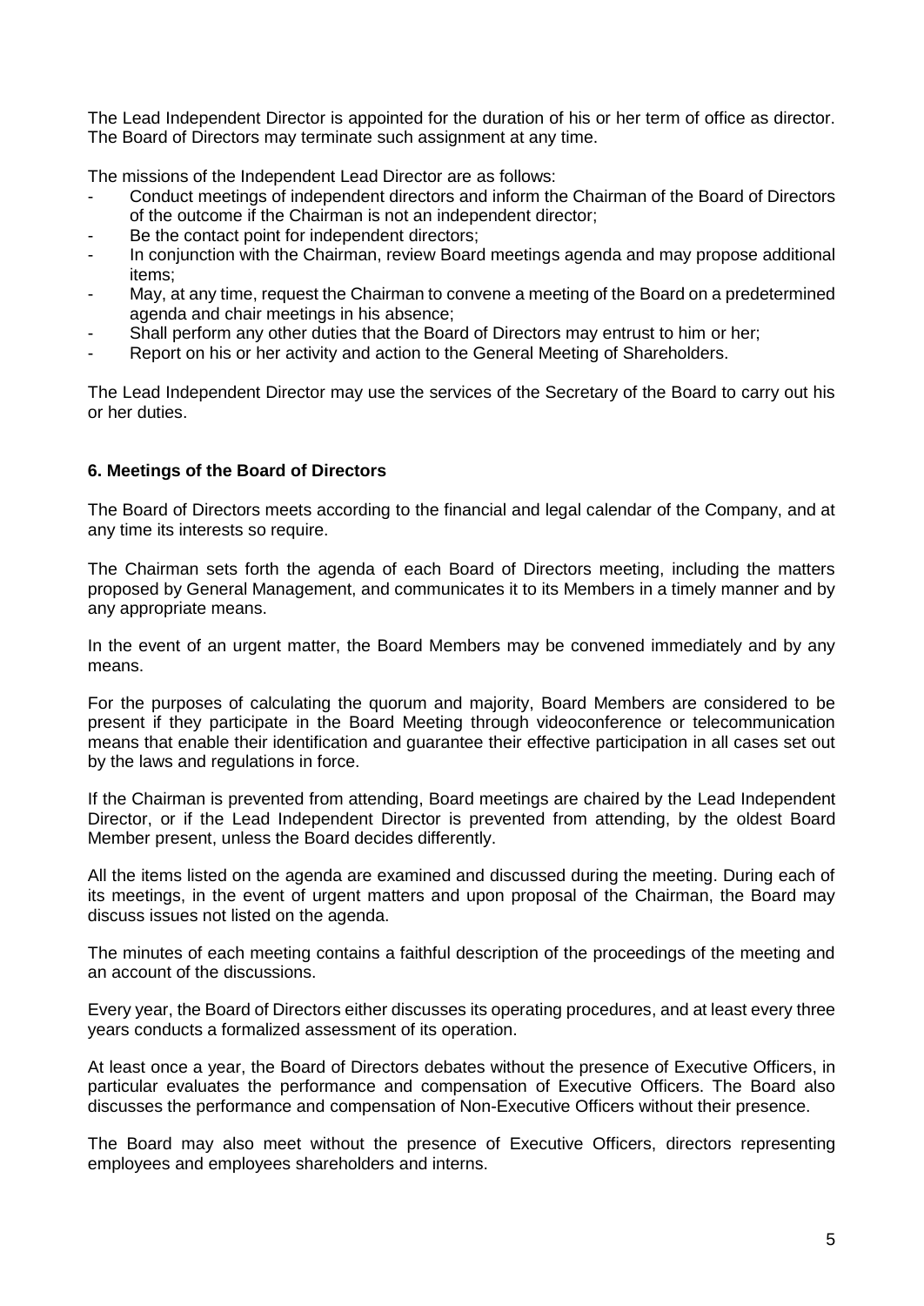The Lead Independent Director is appointed for the duration of his or her term of office as director. The Board of Directors may terminate such assignment at any time.

The missions of the Independent Lead Director are as follows:

- Conduct meetings of independent directors and inform the Chairman of the Board of Directors of the outcome if the Chairman is not an independent director;
- Be the contact point for independent directors;
- In conjunction with the Chairman, review Board meetings agenda and may propose additional items;
- May, at any time, request the Chairman to convene a meeting of the Board on a predetermined agenda and chair meetings in his absence;
- Shall perform any other duties that the Board of Directors may entrust to him or her;
- Report on his or her activity and action to the General Meeting of Shareholders.

The Lead Independent Director may use the services of the Secretary of the Board to carry out his or her duties.

### 6. Meetings of the Board of Directors

The Board of Directors meets according to the financial and legal calendar of the Company, and at any time its interests so require.

The Chairman sets forth the agenda of each Board of Directors meeting, including the matters proposed by General Management, and communicates it to its Members in a timely manner and by any appropriate means.

In the event of an urgent matter, the Board Members may be convened immediately and by any means.

For the purposes of calculating the quorum and majority, Board Members are considered to be present if they participate in the Board Meeting through videoconference or telecommunication means that enable their identification and guarantee their effective participation in all cases set out by the laws and regulations in force.

If the Chairman is prevented from attending, Board meetings are chaired by the Lead Independent Director, or if the Lead Independent Director is prevented from attending, by the oldest Board Member present, unless the Board decides differently.

All the items listed on the agenda are examined and discussed during the meeting. During each of its meetings, in the event of urgent matters and upon proposal of the Chairman, the Board may discuss issues not listed on the agenda.

The minutes of each meeting contains a faithful description of the proceedings of the meeting and an account of the discussions.

Every year, the Board of Directors either discusses its operating procedures, and at least every three years conducts a formalized assessment of its operation.

At least once a year, the Board of Directors debates without the presence of Executive Officers, in particular evaluates the performance and compensation of Executive Officers. The Board also discusses the performance and compensation of Non-Executive Officers without their presence.

The Board may also meet without the presence of Executive Officers, directors representing employees and employees shareholders and interns.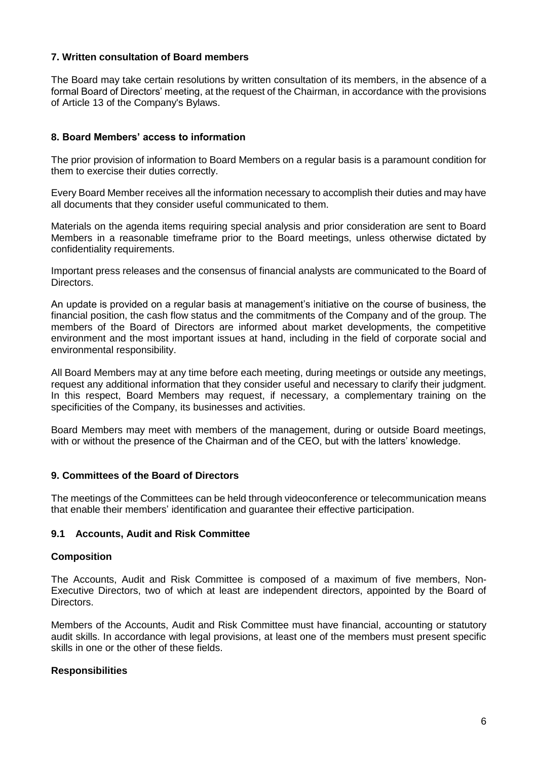## 7. Written consultation of Board members

The Board may take certain resolutions by written consultation of its members, in the absence of a formal Board of Directors' meeting, at the request of the Chairman, in accordance with the provisions of Article 13 of the Company's Bylaws.

## 8. Board Members' access to information

The prior provision of information to Board Members on a regular basis is a paramount condition for them to exercise their duties correctly.

Every Board Member receives all the information necessary to accomplish their duties and may have all documents that they consider useful communicated to them.

Materials on the agenda items requiring special analysis and prior consideration are sent to Board Members in a reasonable timeframe prior to the Board meetings, unless otherwise dictated by confidentiality requirements.

Important press releases and the consensus of financial analysts are communicated to the Board of Directors.

An update is provided on a regular basis at management's initiative on the course of business, the financial position, the cash flow status and the commitments of the Company and of the group. The members of the Board of Directors are informed about market developments, the competitive environment and the most important issues at hand, including in the field of corporate social and environmental responsibility.

All Board Members may at any time before each meeting, during meetings or outside any meetings, request any additional information that they consider useful and necessary to clarify their judgment. In this respect, Board Members may request, if necessary, a complementary training on the specificities of the Company, its businesses and activities.

Board Members may meet with members of the management, during or outside Board meetings, with or without the presence of the Chairman and of the CEO, but with the latters' knowledge.

## 9. Committees of the Board of Directors

The meetings of the Committees can be held through videoconference or telecommunication means that enable their members' identification and guarantee their effective participation.

### 9.1 Accounts, Audit and Risk Committee

**Composition**

The Accounts, Audit and Risk Committee is composed of a maximum of five members, Non-Executive Directors, two of which at least are independent directors, appointed by the Board of Directors.

Members of the Accounts, Audit and Risk Committee must have financial, accounting or statutory audit skills. In accordance with legal provisions, at least one of the members must present specific skills in one or the other of these fields.

**Responsibilities**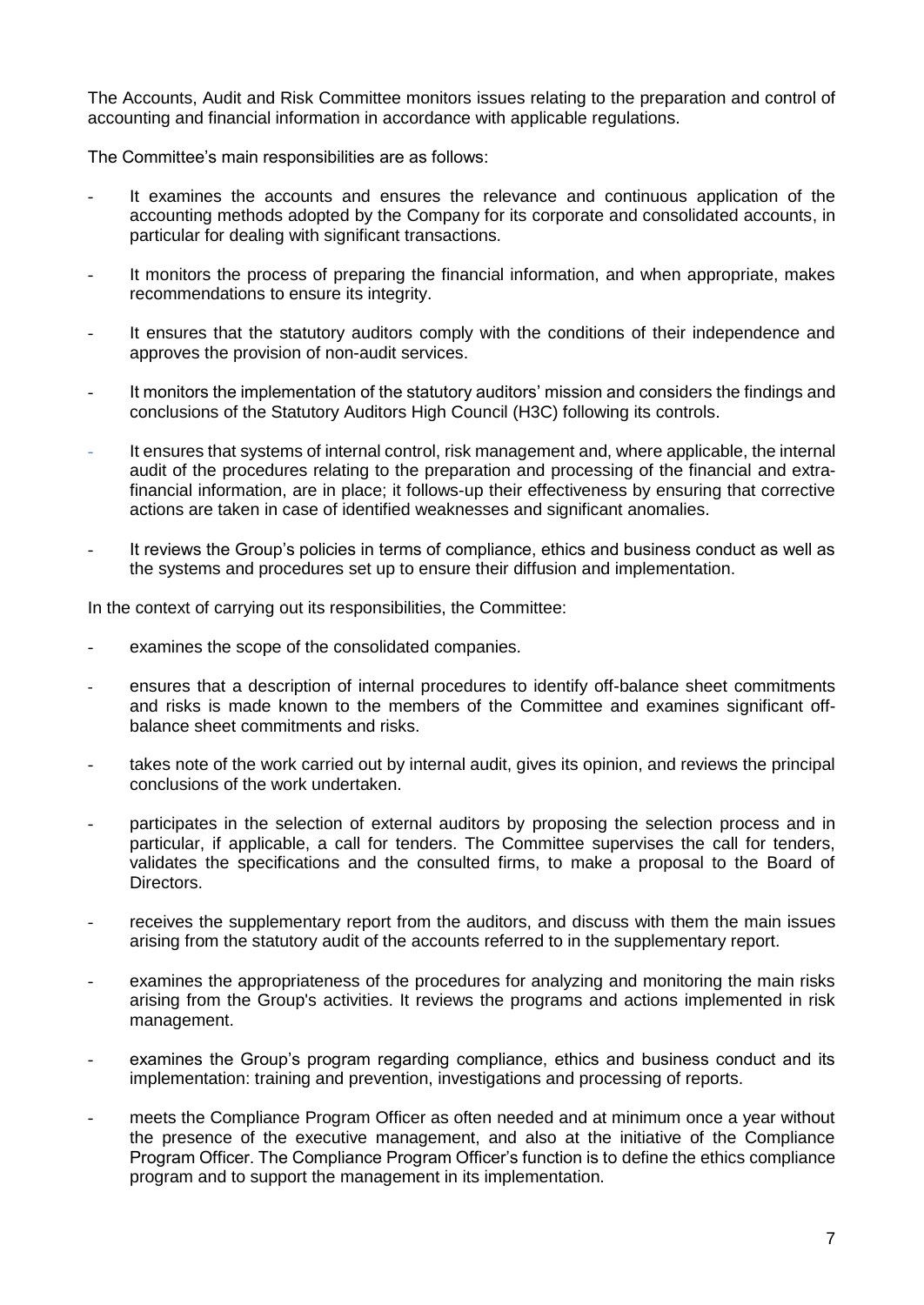The Accounts, Audit and Risk Committee monitors issues relating to the preparation and control of accounting and financial information in accordance with applicable regulations.

The Committee's main responsibilities are as follows:

- It examines the accounts and ensures the relevance and continuous application of the accounting methods adopted by the Company for its corporate and consolidated accounts, in particular for dealing with significant transactions.
- It monitors the process of preparing the financial information, and when appropriate, makes recommendations to ensure its integrity.
- It ensures that the statutory auditors comply with the conditions of their independence and approves the provision of non-audit services.
- It monitors the implementation of the statutory auditors' mission and considers the findings and conclusions of the Statutory Auditors High Council (H3C) following its controls.
- It ensures that systems of internal control, risk management and, where applicable, the internal audit of the procedures relating to the preparation and processing of the financial and extra-financial information, are in place; it follows-up their effectiveness by ensuring that corrective actions are taken in case of identified weaknesses and significant anomalies.
- It reviews the Group's policies in terms of compliance, ethics and business conduct as well as the systems and procedures set up to ensure their diffusion and implementation.

In the context of carrying out its responsibilities, the Committee:

- examines the scope of the consolidated companies.
- ensures that a description of internal procedures to identify off-balance sheet commitments and risks is made known to the members of the Committee and examines significant off-balance sheet commitments and risks.
- takes note of the work carried out by internal audit, gives its opinion, and reviews the principal conclusions of the work undertaken.
- participates in the selection of external auditors by proposing the selection process and in particular, if applicable, a call for tenders. The Committee supervises the call for tenders, validates the specifications and the consulted firms, to make a proposal to the Board of Directors.
- receives the supplementary report from the auditors, and discuss with them the main issues arising from the statutory audit of the accounts referred to in the supplementary report.
- examines the appropriateness of the procedures for analyzing and monitoring the main risks arising from the Group's activities. It reviews the programs and actions implemented in risk management.
- examines the Group's program regarding compliance, ethics and business conduct and its implementation: training and prevention, investigations and processing of reports.
- meets the Compliance Program Officer as often needed and at minimum once a year without the presence of the executive management, and also at the initiative of the Compliance Program Officer. The Compliance Program Officer's function is to define the ethics compliance program and to support the management in its implementation.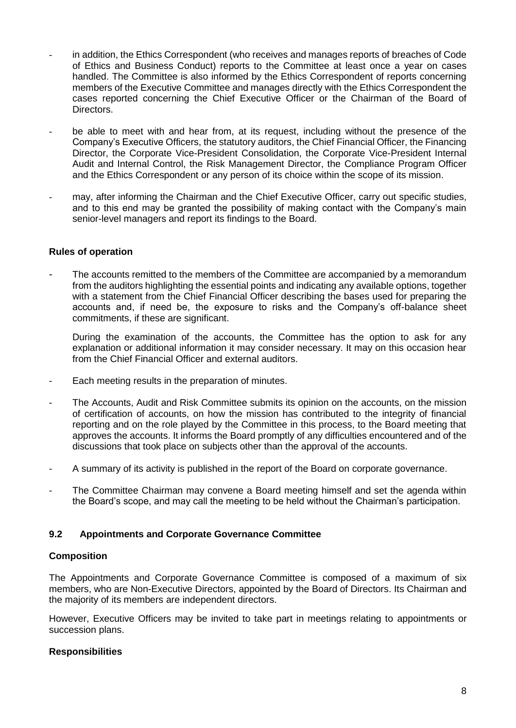- in addition, the Ethics Correspondent (who receives and manages reports of breaches of Code of Ethics and Business Conduct) reports to the Committee at least once a year on cases handled. The Committee is also informed by the Ethics Correspondent of reports concerning members of the Executive Committee and manages directly with the Ethics Correspondent the cases reported concerning the Chief Executive Officer or the Chairman of the Board of Directors.
- be able to meet with and hear from, at its request, including without the presence of the Company's Executive Officers, the statutory auditors, the Chief Financial Officer, the Financing Director, the Corporate Vice-President Consolidation, the Corporate Vice-President Internal Audit and Internal Control, the Risk Management Director, the Compliance Program Officer and the Ethics Correspondent or any person of its choice within the scope of its mission.
- may, after informing the Chairman and the Chief Executive Officer, carry out specific studies, and to this end may be granted the possibility of making contact with the Company's main senior-level managers and report its findings to the Board.

**Rules of operation**

- The accounts remitted to the members of the Committee are accompanied by a memorandum from the auditors highlighting the essential points and indicating any available options, together with a statement from the Chief Financial Officer describing the bases used for preparing the accounts and, if need be, the exposure to risks and the Company's off-balance sheet commitments, if these are significant.

  During the examination of the accounts, the Committee has the option to ask for any explanation or additional information it may consider necessary. It may on this occasion hear from the Chief Financial Officer and external auditors.

- Each meeting results in the preparation of minutes.
- The Accounts, Audit and Risk Committee submits its opinion on the accounts, on the mission of certification of accounts, on how the mission has contributed to the integrity of financial reporting and on the role played by the Committee in this process, to the Board meeting that approves the accounts. It informs the Board promptly of any difficulties encountered and of the discussions that took place on subjects other than the approval of the accounts.
- A summary of its activity is published in the report of the Board on corporate governance.
- The Committee Chairman may convene a Board meeting himself and set the agenda within the Board's scope, and may call the meeting to be held without the Chairman's participation.

### 9.2 Appointments and Corporate Governance Committee

**Composition**

The Appointments and Corporate Governance Committee is composed of a maximum of six members, who are Non-Executive Directors, appointed by the Board of Directors. Its Chairman and the majority of its members are independent directors.

However, Executive Officers may be invited to take part in meetings relating to appointments or succession plans.

**Responsibilities**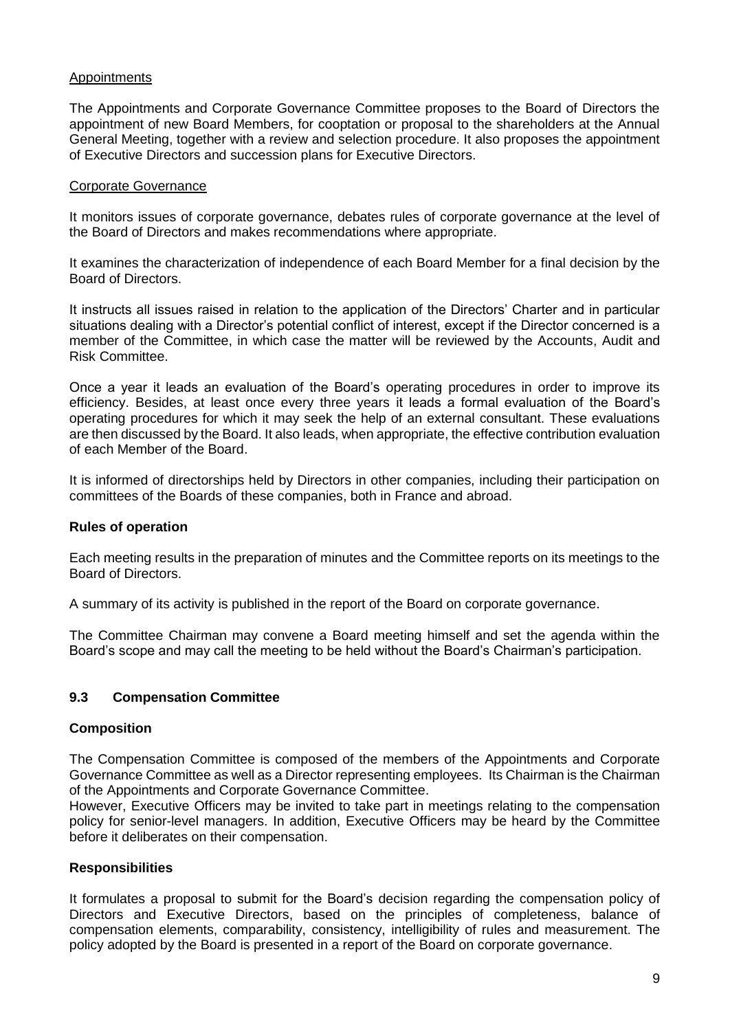Appointments

The Appointments and Corporate Governance Committee proposes to the Board of Directors the appointment of new Board Members, for cooptation or proposal to the shareholders at the Annual General Meeting, together with a review and selection procedure. It also proposes the appointment of Executive Directors and succession plans for Executive Directors.

Corporate Governance

It monitors issues of corporate governance, debates rules of corporate governance at the level of the Board of Directors and makes recommendations where appropriate.

It examines the characterization of independence of each Board Member for a final decision by the Board of Directors.

It instructs all issues raised in relation to the application of the Directors' Charter and in particular situations dealing with a Director's potential conflict of interest, except if the Director concerned is a member of the Committee, in which case the matter will be reviewed by the Accounts, Audit and Risk Committee.

Once a year it leads an evaluation of the Board's operating procedures in order to improve its efficiency. Besides, at least once every three years it leads a formal evaluation of the Board's operating procedures for which it may seek the help of an external consultant. These evaluations are then discussed by the Board. It also leads, when appropriate, the effective contribution evaluation of each Member of the Board.

It is informed of directorships held by Directors in other companies, including their participation on committees of the Boards of these companies, both in France and abroad.

**Rules of operation**

Each meeting results in the preparation of minutes and the Committee reports on its meetings to the Board of Directors.

A summary of its activity is published in the report of the Board on corporate governance.

The Committee Chairman may convene a Board meeting himself and set the agenda within the Board's scope and may call the meeting to be held without the Board's Chairman's participation.

### 9.3 Compensation Committee

**Composition**

The Compensation Committee is composed of the members of the Appointments and Corporate Governance Committee as well as a Director representing employees. Its Chairman is the Chairman of the Appointments and Corporate Governance Committee.
However, Executive Officers may be invited to take part in meetings relating to the compensation policy for senior-level managers. In addition, Executive Officers may be heard by the Committee before it deliberates on their compensation.

**Responsibilities**

It formulates a proposal to submit for the Board's decision regarding the compensation policy of Directors and Executive Directors, based on the principles of completeness, balance of compensation elements, comparability, consistency, intelligibility of rules and measurement. The policy adopted by the Board is presented in a report of the Board on corporate governance.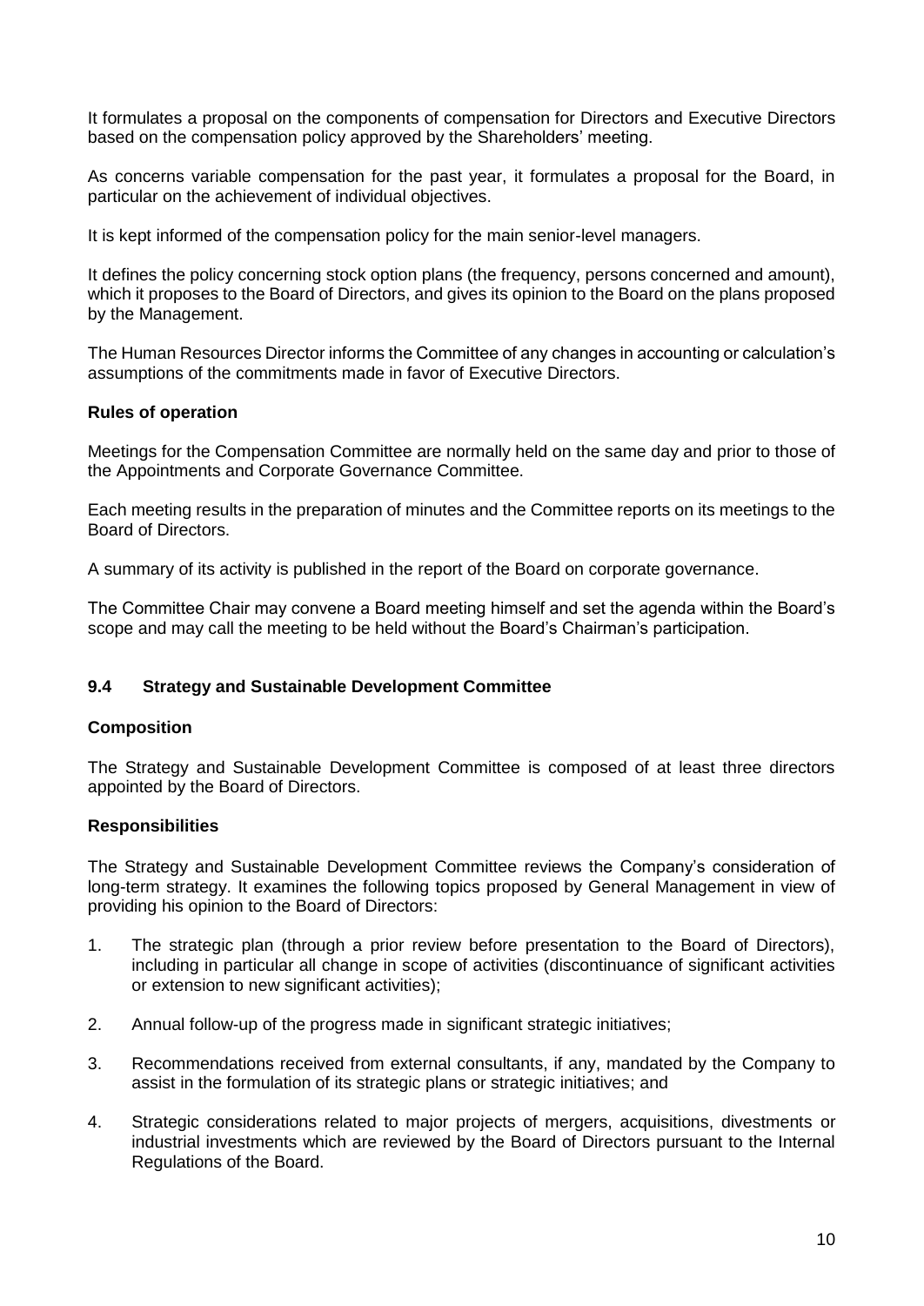It formulates a proposal on the components of compensation for Directors and Executive Directors based on the compensation policy approved by the Shareholders' meeting.

As concerns variable compensation for the past year, it formulates a proposal for the Board, in particular on the achievement of individual objectives.

It is kept informed of the compensation policy for the main senior-level managers.

It defines the policy concerning stock option plans (the frequency, persons concerned and amount), which it proposes to the Board of Directors, and gives its opinion to the Board on the plans proposed by the Management.

The Human Resources Director informs the Committee of any changes in accounting or calculation's assumptions of the commitments made in favor of Executive Directors.

**Rules of operation**

Meetings for the Compensation Committee are normally held on the same day and prior to those of the Appointments and Corporate Governance Committee.

Each meeting results in the preparation of minutes and the Committee reports on its meetings to the Board of Directors.

A summary of its activity is published in the report of the Board on corporate governance.

The Committee Chair may convene a Board meeting himself and set the agenda within the Board's scope and may call the meeting to be held without the Board's Chairman's participation.

### 9.4 Strategy and Sustainable Development Committee

**Composition**

The Strategy and Sustainable Development Committee is composed of at least three directors appointed by the Board of Directors.

**Responsibilities**

The Strategy and Sustainable Development Committee reviews the Company's consideration of long-term strategy. It examines the following topics proposed by General Management in view of providing his opinion to the Board of Directors:

1. The strategic plan (through a prior review before presentation to the Board of Directors), including in particular all change in scope of activities (discontinuance of significant activities or extension to new significant activities);
2. Annual follow-up of the progress made in significant strategic initiatives;
3. Recommendations received from external consultants, if any, mandated by the Company to assist in the formulation of its strategic plans or strategic initiatives; and
4. Strategic considerations related to major projects of mergers, acquisitions, divestments or industrial investments which are reviewed by the Board of Directors pursuant to the Internal Regulations of the Board.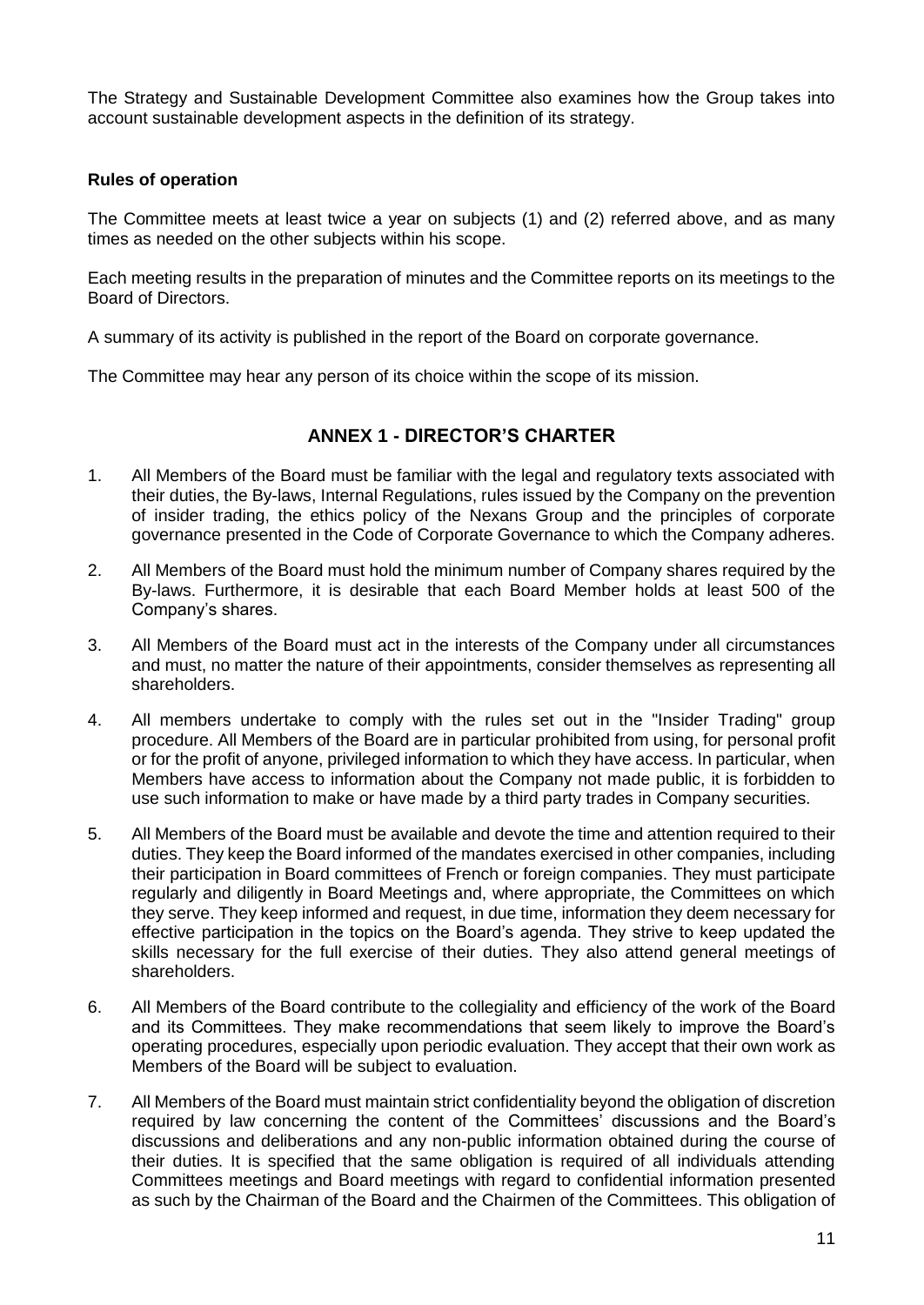The Strategy and Sustainable Development Committee also examines how the Group takes into account sustainable development aspects in the definition of its strategy.

**Rules of operation**

The Committee meets at least twice a year on subjects (1) and (2) referred above, and as many times as needed on the other subjects within his scope.

Each meeting results in the preparation of minutes and the Committee reports on its meetings to the Board of Directors.

A summary of its activity is published in the report of the Board on corporate governance.

The Committee may hear any person of its choice within the scope of its mission.

## ANNEX 1 - DIRECTOR'S CHARTER

1. All Members of the Board must be familiar with the legal and regulatory texts associated with their duties, the By-laws, Internal Regulations, rules issued by the Company on the prevention of insider trading, the ethics policy of the Nexans Group and the principles of corporate governance presented in the Code of Corporate Governance to which the Company adheres.

2. All Members of the Board must hold the minimum number of Company shares required by the By-laws. Furthermore, it is desirable that each Board Member holds at least 500 of the Company's shares.

3. All Members of the Board must act in the interests of the Company under all circumstances and must, no matter the nature of their appointments, consider themselves as representing all shareholders.

4. All members undertake to comply with the rules set out in the "Insider Trading" group procedure. All Members of the Board are in particular prohibited from using, for personal profit or for the profit of anyone, privileged information to which they have access. In particular, when Members have access to information about the Company not made public, it is forbidden to use such information to make or have made by a third party trades in Company securities.

5. All Members of the Board must be available and devote the time and attention required to their duties. They keep the Board informed of the mandates exercised in other companies, including their participation in Board committees of French or foreign companies. They must participate regularly and diligently in Board Meetings and, where appropriate, the Committees on which they serve. They keep informed and request, in due time, information they deem necessary for effective participation in the topics on the Board's agenda. They strive to keep updated the skills necessary for the full exercise of their duties. They also attend general meetings of shareholders.

6. All Members of the Board contribute to the collegiality and efficiency of the work of the Board and its Committees. They make recommendations that seem likely to improve the Board's operating procedures, especially upon periodic evaluation. They accept that their own work as Members of the Board will be subject to evaluation.

7. All Members of the Board must maintain strict confidentiality beyond the obligation of discretion required by law concerning the content of the Committees' discussions and the Board's discussions and deliberations and any non-public information obtained during the course of their duties. It is specified that the same obligation is required of all individuals attending Committees meetings and Board meetings with regard to confidential information presented as such by the Chairman of the Board and the Chairmen of the Committees. This obligation of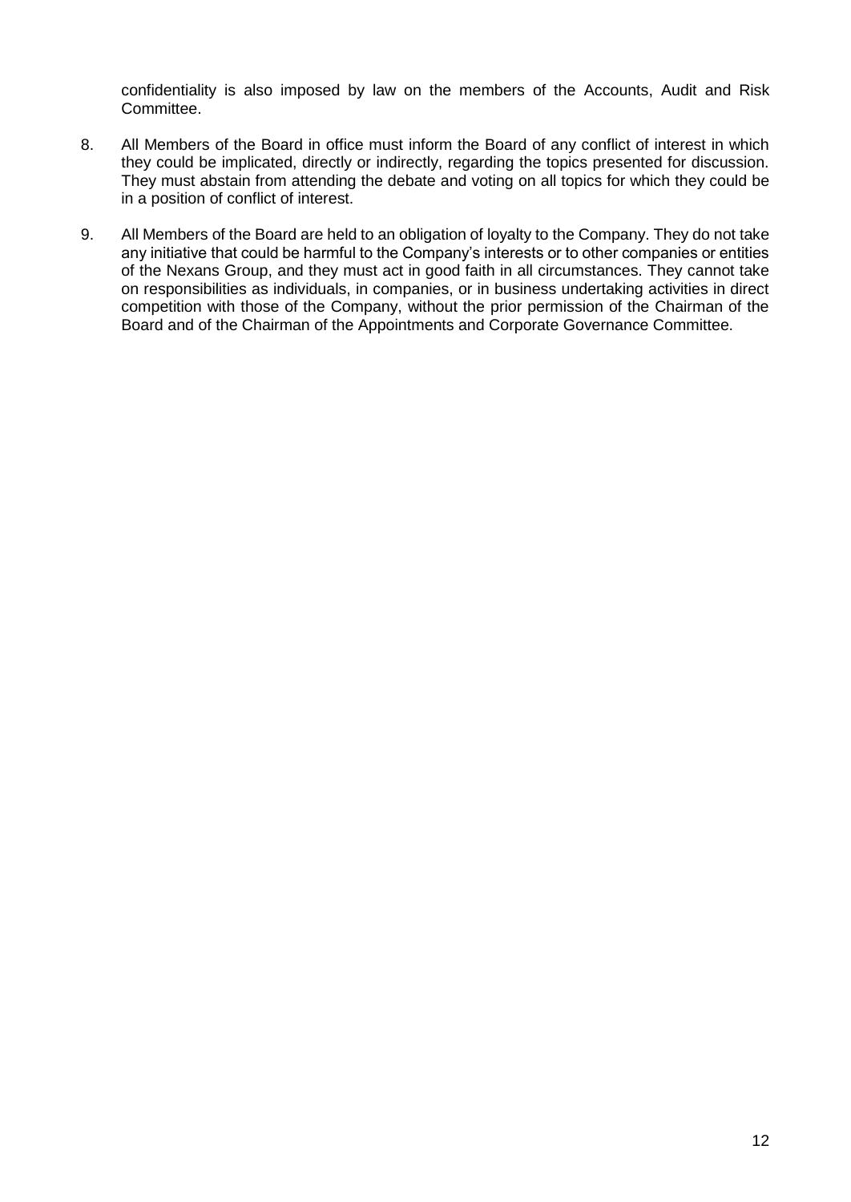confidentiality is also imposed by law on the members of the Accounts, Audit and Risk Committee.

8. All Members of the Board in office must inform the Board of any conflict of interest in which they could be implicated, directly or indirectly, regarding the topics presented for discussion. They must abstain from attending the debate and voting on all topics for which they could be in a position of conflict of interest.

9. All Members of the Board are held to an obligation of loyalty to the Company. They do not take any initiative that could be harmful to the Company's interests or to other companies or entities of the Nexans Group, and they must act in good faith in all circumstances. They cannot take on responsibilities as individuals, in companies, or in business undertaking activities in direct competition with those of the Company, without the prior permission of the Chairman of the Board and of the Chairman of the Appointments and Corporate Governance Committee.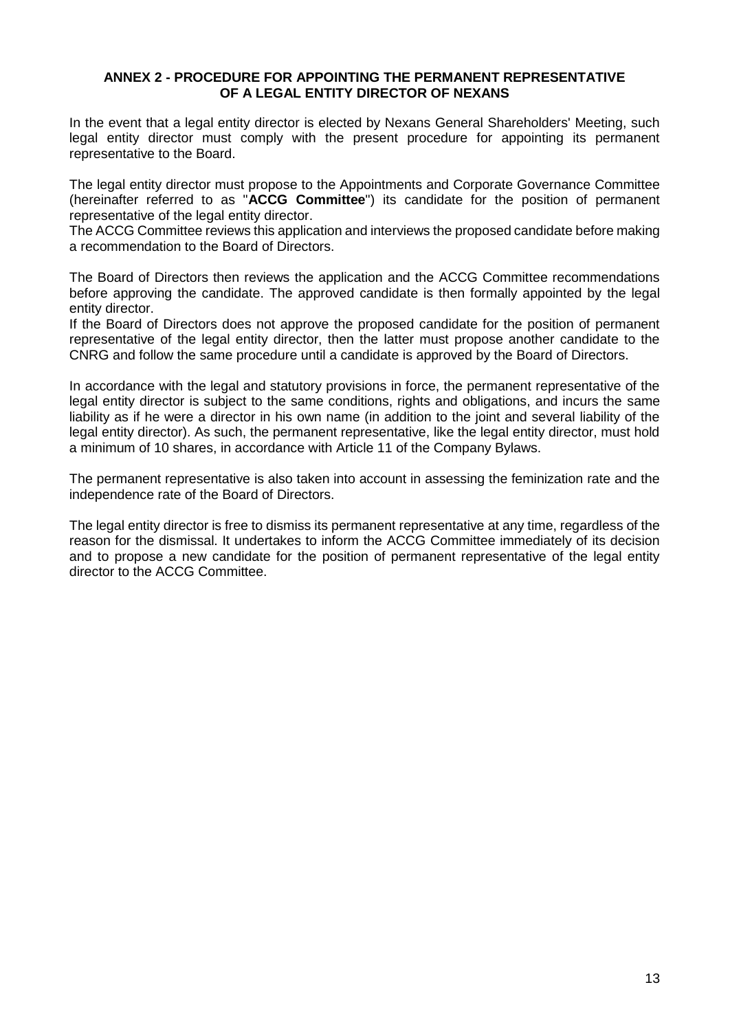## ANNEX 2 - PROCEDURE FOR APPOINTING THE PERMANENT REPRESENTATIVE OF A LEGAL ENTITY DIRECTOR OF NEXANS

In the event that a legal entity director is elected by Nexans General Shareholders' Meeting, such legal entity director must comply with the present procedure for appointing its permanent representative to the Board.

The legal entity director must propose to the Appointments and Corporate Governance Committee (hereinafter referred to as "**ACCG Committee**") its candidate for the position of permanent representative of the legal entity director.
The ACCG Committee reviews this application and interviews the proposed candidate before making a recommendation to the Board of Directors.

The Board of Directors then reviews the application and the ACCG Committee recommendations before approving the candidate. The approved candidate is then formally appointed by the legal entity director.
If the Board of Directors does not approve the proposed candidate for the position of permanent representative of the legal entity director, then the latter must propose another candidate to the CNRG and follow the same procedure until a candidate is approved by the Board of Directors.

In accordance with the legal and statutory provisions in force, the permanent representative of the legal entity director is subject to the same conditions, rights and obligations, and incurs the same liability as if he were a director in his own name (in addition to the joint and several liability of the legal entity director). As such, the permanent representative, like the legal entity director, must hold a minimum of 10 shares, in accordance with Article 11 of the Company Bylaws.

The permanent representative is also taken into account in assessing the feminization rate and the independence rate of the Board of Directors.

The legal entity director is free to dismiss its permanent representative at any time, regardless of the reason for the dismissal. It undertakes to inform the ACCG Committee immediately of its decision and to propose a new candidate for the position of permanent representative of the legal entity director to the ACCG Committee.